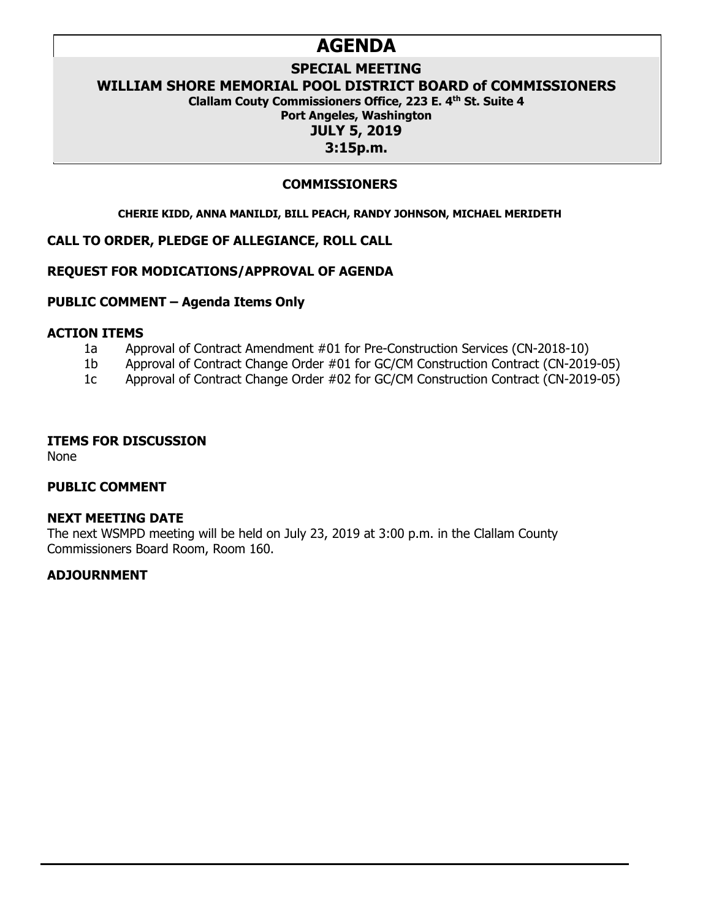# AGENDA

## SPECIAL MEETING

## WILLIAM SHORE MEMORIAL POOL DISTRICT BOARD of COMMISSIONERS

**Clallam Couty Commissioners Office, 223 E. 4th St. Suite 4**

**Port Angeles, Washington**

**JULY 5, 2019**

**3:15p.m.**

### COMMISSIONERS

**CHERIE KIDD, ANNA MANILDI, BILL PEACH, RANDY JOHNSON, MICHAEL MERIDETH**

**CALL TO ORDER, PLEDGE OF ALLEGIANCE, ROLL CALL**

**REQUEST FOR MODICATIONS/APPROVAL OF AGENDA**

**PUBLIC COMMENT – Agenda Items Only**

**ACTION ITEMS**

- 1a Approval of Contract Amendment #01 for Pre-Construction Services (CN-2018-10)
- 1b Approval of Contract Change Order #01 for GC/CM Construction Contract (CN-2019-05)
- 1c Approval of Contract Change Order #02 for GC/CM Construction Contract (CN-2019-05)

**ITEMS FOR DISCUSSION**

None

**PUBLIC COMMENT**

**NEXT MEETING DATE**

The next WSMPD meeting will be held on July 23, 2019 at 3:00 p.m. in the Clallam County Commissioners Board Room, Room 160.

**ADJOURNMENT**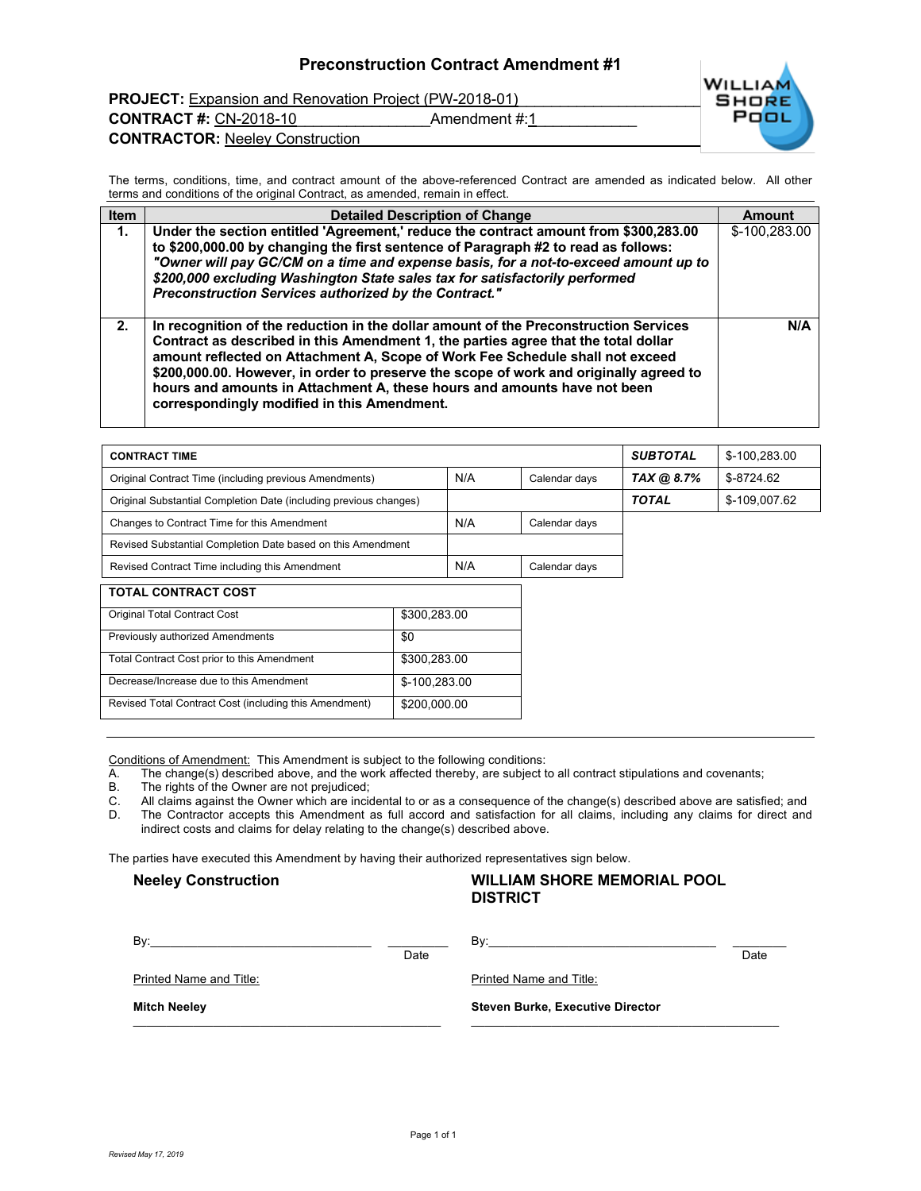# Preconstruction Contract Amendment #1

**PROJECT:** Expansion and Renovation Project (PW-2018-01)
**CONTRACT #:** CN-2018-10 Amendment #:1
**CONTRACTOR:** Neeley Construction

The terms, conditions, time, and contract amount of the above-referenced Contract are amended as indicated below. All other terms and conditions of the original Contract, as amended, remain in effect.

| Item | Detailed Description of Change | Amount |
|---|---|---|
| **1.** | **Under the section entitled 'Agreement,' reduce the contract amount from $300,283.00 to $200,000.00 by changing the first sentence of Paragraph #2 to read as follows:** ***"Owner will pay GC/CM on a time and expense basis, for a not-to-exceed amount up to $200,000 excluding Washington State sales tax for satisfactorily performed Preconstruction Services authorized by the Contract."*** | $-100,283.00 |
| **2.** | **In recognition of the reduction in the dollar amount of the Preconstruction Services Contract as described in this Amendment 1, the parties agree that the total dollar amount reflected on Attachment A, Scope of Work Fee Schedule shall not exceed $200,000.00. However, in order to preserve the scope of work and originally agreed to hours and amounts in Attachment A, these hours and amounts have not been correspondingly modified in this Amendment.** | **N/A** |

| CONTRACT TIME | | |
|---|---|---|
| Original Contract Time (including previous Amendments) | N/A | Calendar days |
| Original Substantial Completion Date (including previous changes) | | |
| Changes to Contract Time for this Amendment | N/A | Calendar days |
| Revised Substantial Completion Date based on this Amendment | | |
| Revised Contract Time including this Amendment | N/A | Calendar days |

| | |
|---|---|
| ***SUBTOTAL*** | $-100,283.00 |
| ***TAX @ 8.7%*** | $-8724.62 |
| ***TOTAL*** | $-109,007.62 |

| TOTAL CONTRACT COST | |
|---|---|
| Original Total Contract Cost | $300,283.00 |
| Previously authorized Amendments | $0 |
| Total Contract Cost prior to this Amendment | $300,283.00 |
| Decrease/Increase due to this Amendment | $-100,283.00 |
| Revised Total Contract Cost (including this Amendment) | $200,000.00 |

Conditions of Amendment: This Amendment is subject to the following conditions:

A. The change(s) described above, and the work affected thereby, are subject to all contract stipulations and covenants;
B. The rights of the Owner are not prejudiced;
C. All claims against the Owner which are incidental to or as a consequence of the change(s) described above are satisfied; and
D. The Contractor accepts this Amendment as full accord and satisfaction for all claims, including any claims for direct and indirect costs and claims for delay relating to the change(s) described above.

The parties have executed this Amendment by having their authorized representatives sign below.

**Neeley Construction**

By:_______________________________ ________
Date

Printed Name and Title:

**Mitch Neeley**

**WILLIAM SHORE MEMORIAL POOL DISTRICT**

By:_______________________________ ________
Date

Printed Name and Title:

**Steven Burke, Executive Director**

*Revised May 17, 2019*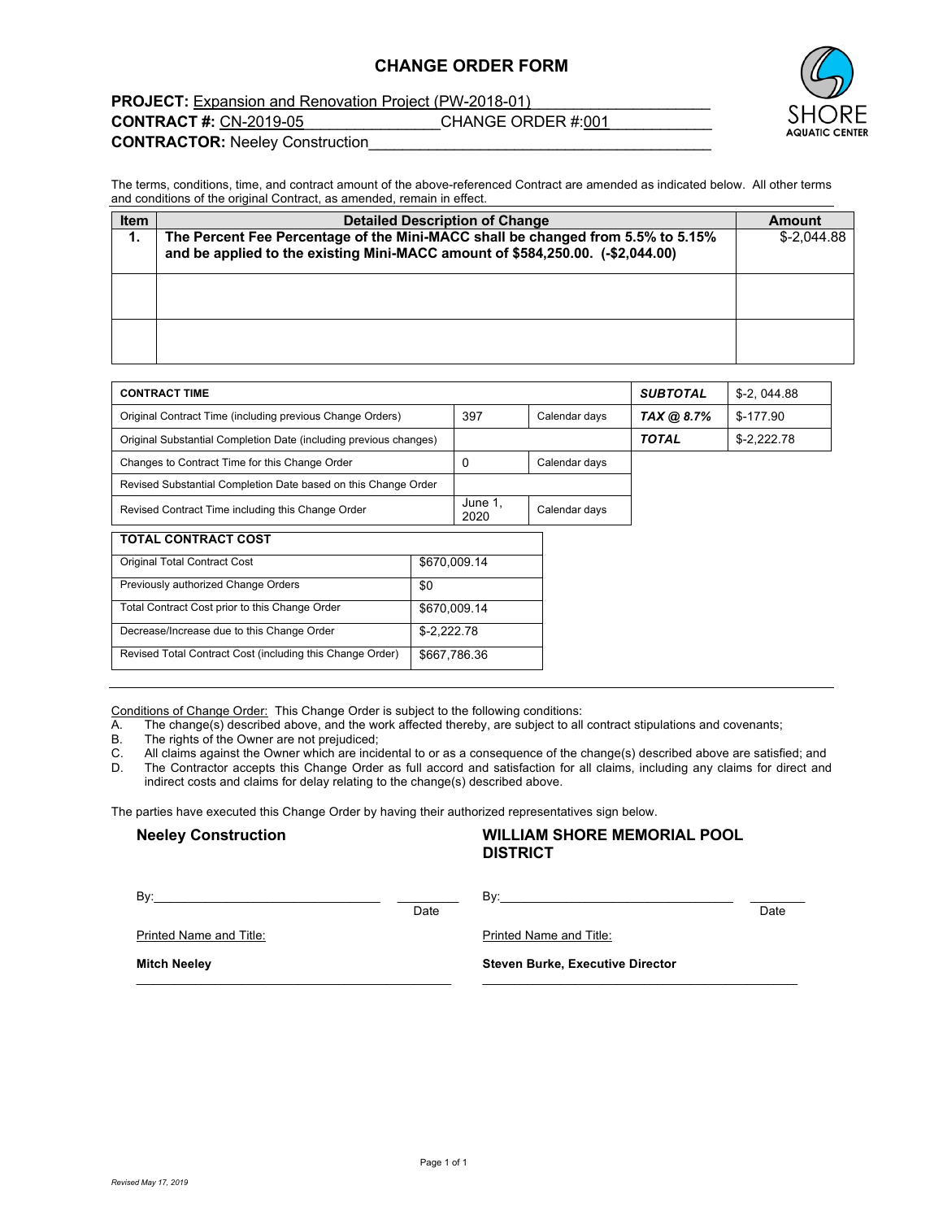# CHANGE ORDER FORM

SHORE AQUATIC CENTER

**PROJECT:** Expansion and Renovation Project (PW-2018-01)
**CONTRACT #:** CN-2019-05 CHANGE ORDER #:001
**CONTRACTOR:** Neeley Construction

The terms, conditions, time, and contract amount of the above-referenced Contract are amended as indicated below. All other terms and conditions of the original Contract, as amended, remain in effect.

| Item | Detailed Description of Change | Amount |
|---|---|---|
| **1.** | **The Percent Fee Percentage of the Mini-MACC shall be changed from 5.5% to 5.15% and be applied to the existing Mini-MACC amount of $584,250.00. (-$2,044.00)** | $-2,044.88 |
| | | |
| | | |

| CONTRACT TIME | | |
|---|---|---|
| Original Contract Time (including previous Change Orders) | 397 | Calendar days |
| Original Substantial Completion Date (including previous changes) | | |
| Changes to Contract Time for this Change Order | 0 | Calendar days |
| Revised Substantial Completion Date based on this Change Order | | |
| Revised Contract Time including this Change Order | June 1, 2020 | Calendar days |

| | |
|---|---|
| ***SUBTOTAL*** | $-2, 044.88 |
| ***TAX @ 8.7%*** | $-177.90 |
| ***TOTAL*** | $-2,222.78 |

| TOTAL CONTRACT COST | |
|---|---|
| Original Total Contract Cost | $670,009.14 |
| Previously authorized Change Orders | $0 |
| Total Contract Cost prior to this Change Order | $670,009.14 |
| Decrease/Increase due to this Change Order | $-2,222.78 |
| Revised Total Contract Cost (including this Change Order) | $667,786.36 |

Conditions of Change Order: This Change Order is subject to the following conditions:

A. The change(s) described above, and the work affected thereby, are subject to all contract stipulations and covenants;
B. The rights of the Owner are not prejudiced;
C. All claims against the Owner which are incidental to or as a consequence of the change(s) described above are satisfied; and
D. The Contractor accepts this Change Order as full accord and satisfaction for all claims, including any claims for direct and indirect costs and claims for delay relating to the change(s) described above.

The parties have executed this Change Order by having their authorized representatives sign below.

**Neeley Construction**

By:______________________________ Date ________

Printed Name and Title:

**Mitch Neeley**

**WILLIAM SHORE MEMORIAL POOL DISTRICT**

By:______________________________ Date ________

Printed Name and Title:

**Steven Burke, Executive Director**

*Revised May 17, 2019*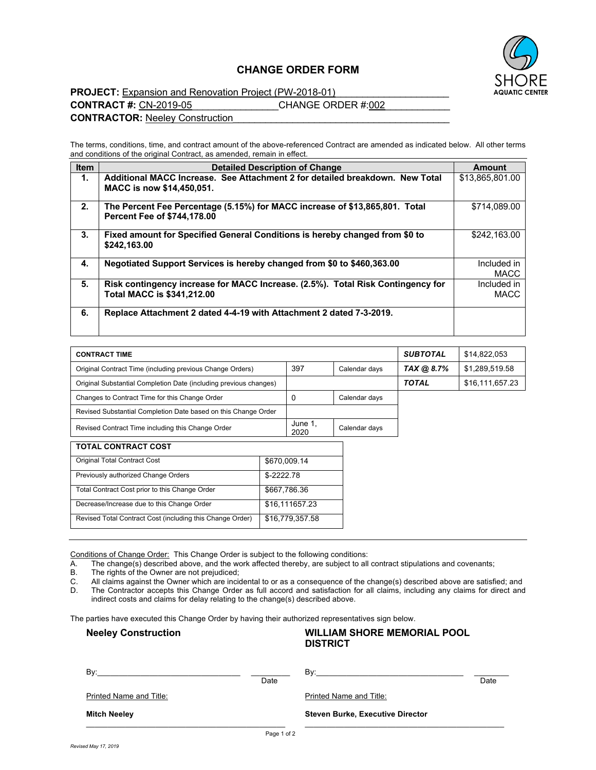# CHANGE ORDER FORM

SHORE AQUATIC CENTER

**PROJECT:** Expansion and Renovation Project (PW-2018-01)
**CONTRACT #:** CN-2019-05 CHANGE ORDER #:002
**CONTRACTOR:** Neeley Construction

The terms, conditions, time, and contract amount of the above-referenced Contract are amended as indicated below. All other terms and conditions of the original Contract, as amended, remain in effect.

| Item | Detailed Description of Change | Amount |
|---|---|---|
| **1.** | **Additional MACC Increase. See Attachment 2 for detailed breakdown. New Total MACC is now $14,450,051.** | $13,865,801.00 |
| **2.** | **The Percent Fee Percentage (5.15%) for MACC increase of $13,865,801. Total Percent Fee of $744,178.00** | $714,089.00 |
| **3.** | **Fixed amount for Specified General Conditions is hereby changed from $0 to $242,163.00** | $242,163.00 |
| **4.** | **Negotiated Support Services is hereby changed from $0 to $460,363.00** | Included in MACC |
| **5.** | **Risk contingency increase for MACC Increase. (2.5%). Total Risk Contingency for Total MACC is $341,212.00** | Included in MACC |
| **6.** | **Replace Attachment 2 dated 4-4-19 with Attachment 2 dated 7-3-2019.** | |

| | | |
|---|---|---|
| ***SUBTOTAL*** | $14,822,053 |
| ***TAX @ 8.7%*** | $1,289,519.58 |
| ***TOTAL*** | $16,111,657.23 |

| **CONTRACT TIME** | | |
|---|---|---|
| Original Contract Time (including previous Change Orders) | 397 | Calendar days |
| Original Substantial Completion Date (including previous changes) | | |
| Changes to Contract Time for this Change Order | 0 | Calendar days |
| Revised Substantial Completion Date based on this Change Order | | |
| Revised Contract Time including this Change Order | June 1, 2020 | Calendar days |

| **TOTAL CONTRACT COST** | |
|---|---|
| Original Total Contract Cost | $670,009.14 |
| Previously authorized Change Orders | $-2222.78 |
| Total Contract Cost prior to this Change Order | $667,786.36 |
| Decrease/Increase due to this Change Order | $16,111657.23 |
| Revised Total Contract Cost (including this Change Order) | $16,779,357.58 |

Conditions of Change Order: This Change Order is subject to the following conditions:

A. The change(s) described above, and the work affected thereby, are subject to all contract stipulations and covenants;
B. The rights of the Owner are not prejudiced;
C. All claims against the Owner which are incidental to or as a consequence of the change(s) described above are satisfied; and
D. The Contractor accepts this Change Order as full accord and satisfaction for all claims, including any claims for direct and indirect costs and claims for delay relating to the change(s) described above.

The parties have executed this Change Order by having their authorized representatives sign below.

**Neeley Construction**

By:______________________________ ________
Date

Printed Name and Title:

**Mitch Neeley**

**WILLIAM SHORE MEMORIAL POOL DISTRICT**

By:______________________________ ________
Date

Printed Name and Title:

**Steven Burke, Executive Director**

*Revised May 17, 2019*